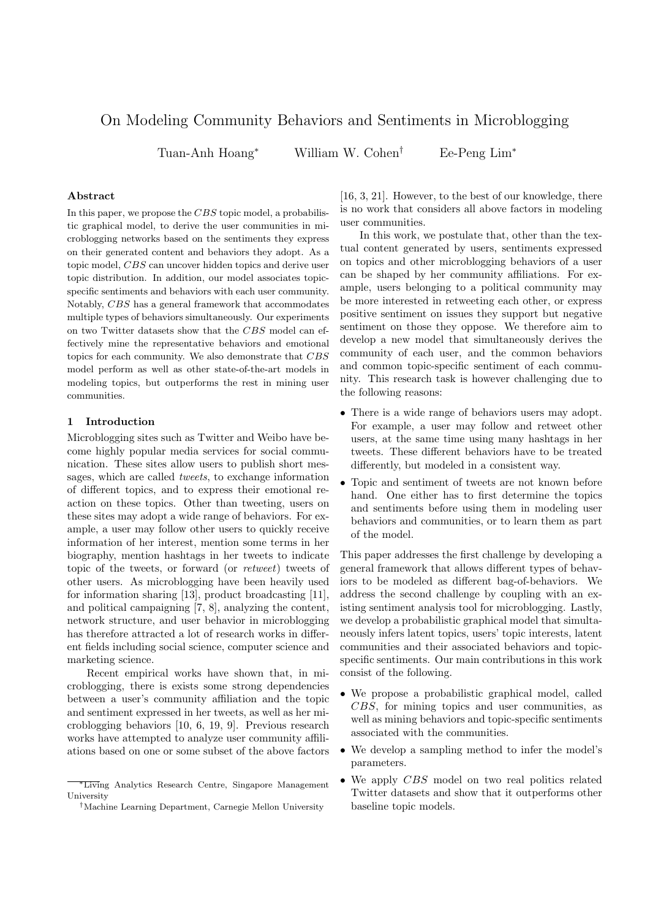# On Modeling Community Behaviors and Sentiments in Microblogging

Tuan-Anh Hoang* William W. Cohen† Ee-Peng Lim*

### Abstract

In this paper, we propose the *CBS* topic model, a probabilistic graphical model, to derive the user communities in microblogging networks based on the sentiments they express on their generated content and behaviors they adopt. As a topic model, *CBS* can uncover hidden topics and derive user topic distribution. In addition, our model associates topic-specific sentiments and behaviors with each user community. Notably, *CBS* has a general framework that accommodates multiple types of behaviors simultaneously. Our experiments on two Twitter datasets show that the *CBS* model can effectively mine the representative behaviors and emotional topics for each community. We also demonstrate that *CBS* model perform as well as other state-of-the-art models in modeling topics, but outperforms the rest in mining user communities.

## 1 Introduction

Microblogging sites such as Twitter and Weibo have become highly popular media services for social communication. These sites allow users to publish short messages, which are called *tweets*, to exchange information of different topics, and to express their emotional reaction on these topics. Other than tweeting, users on these sites may adopt a wide range of behaviors. For example, a user may follow other users to quickly receive information of her interest, mention some terms in her biography, mention hashtags in her tweets to indicate topic of the tweets, or forward (or *retweet*) tweets of other users. As microblogging have been heavily used for information sharing [13], product broadcasting [11], and political campaigning [7, 8], analyzing the content, network structure, and user behavior in microblogging has therefore attracted a lot of research works in different fields including social science, computer science and marketing science.

Recent empirical works have shown that, in microblogging, there is exists some strong dependencies between a user's community affiliation and the topic and sentiment expressed in her tweets, as well as her microblogging behaviors [10, 6, 19, 9]. Previous research works have attempted to analyze user community affiliations based on one or some subset of the above factors [16, 3, 21]. However, to the best of our knowledge, there is no work that considers all above factors in modeling user communities.

In this work, we postulate that, other than the textual content generated by users, sentiments expressed on topics and other microblogging behaviors of a user can be shaped by her community affiliations. For example, users belonging to a political community may be more interested in retweeting each other, or express positive sentiment on issues they support but negative sentiment on those they oppose. We therefore aim to develop a new model that simultaneously derives the community of each user, and the common behaviors and common topic-specific sentiment of each community. This research task is however challenging due to the following reasons:

- There is a wide range of behaviors users may adopt. For example, a user may follow and retweet other users, at the same time using many hashtags in her tweets. These different behaviors have to be treated differently, but modeled in a consistent way.
- Topic and sentiment of tweets are not known before hand. One either has to first determine the topics and sentiments before using them in modeling user behaviors and communities, or to learn them as part of the model.

This paper addresses the first challenge by developing a general framework that allows different types of behaviors to be modeled as different bag-of-behaviors. We address the second challenge by coupling with an existing sentiment analysis tool for microblogging. Lastly, we develop a probabilistic graphical model that simultaneously infers latent topics, users' topic interests, latent communities and their associated behaviors and topic-specific sentiments. Our main contributions in this work consist of the following.

- We propose a probabilistic graphical model, called *CBS*, for mining topics and user communities, as well as mining behaviors and topic-specific sentiments associated with the communities.
- We develop a sampling method to infer the model's parameters.
- We apply *CBS* model on two real politics related Twitter datasets and show that it outperforms other baseline topic models.

---

*Living Analytics Research Centre, Singapore Management University

†Machine Learning Department, Carnegie Mellon University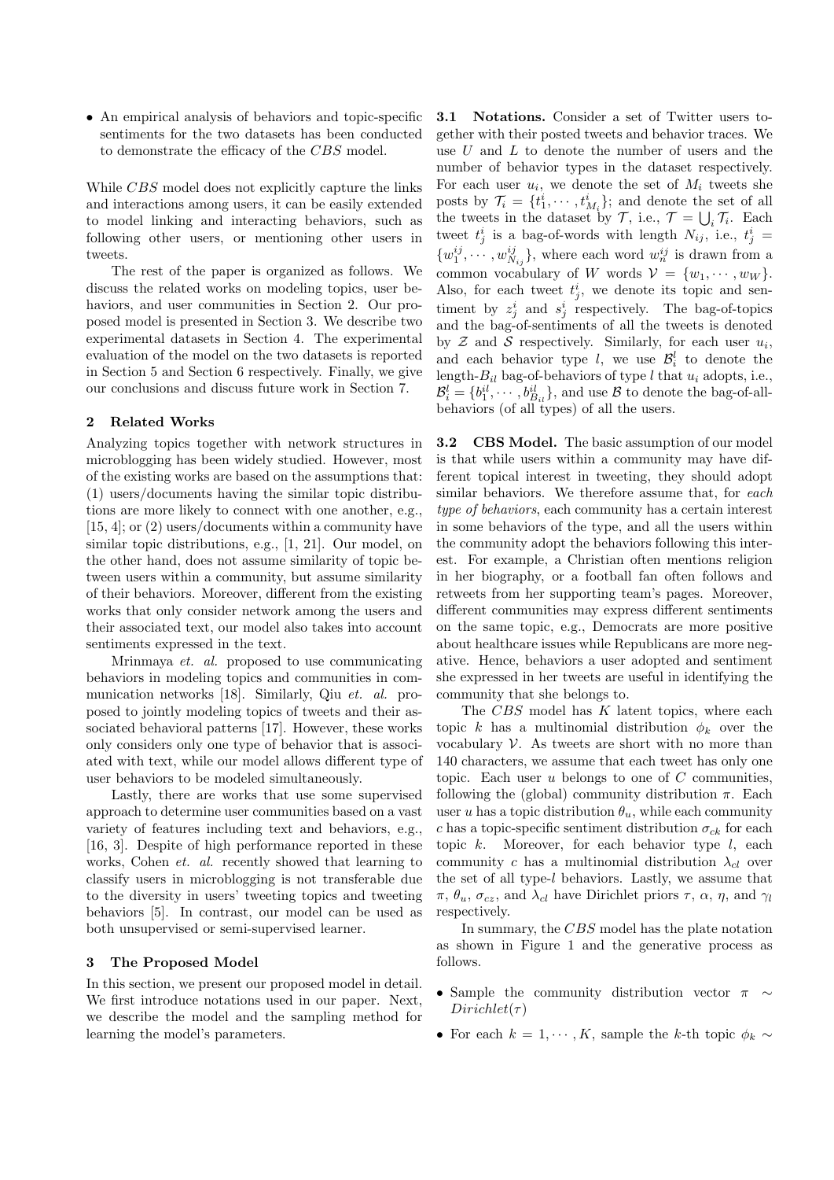- An empirical analysis of behaviors and topic-specific sentiments for the two datasets has been conducted to demonstrate the efficacy of the *CBS* model.

While *CBS* model does not explicitly capture the links and interactions among users, it can be easily extended to model linking and interacting behaviors, such as following other users, or mentioning other users in tweets.

The rest of the paper is organized as follows. We discuss the related works on modeling topics, user behaviors, and user communities in Section 2. Our proposed model is presented in Section 3. We describe two experimental datasets in Section 4. The experimental evaluation of the model on the two datasets is reported in Section 5 and Section 6 respectively. Finally, we give our conclusions and discuss future work in Section 7.

## 2 Related Works

Analyzing topics together with network structures in microblogging has been widely studied. However, most of the existing works are based on the assumptions that: (1) users/documents having the similar topic distributions are more likely to connect with one another, e.g., [15, 4]; or (2) users/documents within a community have similar topic distributions, e.g., [1, 21]. Our model, on the other hand, does not assume similarity of topic between users within a community, but assume similarity of their behaviors. Moreover, different from the existing works that only consider network among the users and their associated text, our model also takes into account sentiments expressed in the text.

Mrinmaya *et. al.* proposed to use communicating behaviors in modeling topics and communities in communication networks [18]. Similarly, Qiu *et. al.* proposed to jointly modeling topics of tweets and their associated behavioral patterns [17]. However, these works only considers only one type of behavior that is associated with text, while our model allows different type of user behaviors to be modeled simultaneously.

Lastly, there are works that use some supervised approach to determine user communities based on a vast variety of features including text and behaviors, e.g., [16, 3]. Despite of high performance reported in these works, Cohen *et. al.* recently showed that learning to classify users in microblogging is not transferable due to the diversity in users' tweeting topics and tweeting behaviors [5]. In contrast, our model can be used as both unsupervised or semi-supervised learner.

## 3 The Proposed Model

In this section, we present our proposed model in detail. We first introduce notations used in our paper. Next, we describe the model and the sampling method for learning the model's parameters.

### 3.1 Notations.

Consider a set of Twitter users together with their posted tweets and behavior traces. We use $U$ and $L$ to denote the number of users and the number of behavior types in the dataset respectively. For each user $u_i$, we denote the set of $M_i$ tweets she posts by $\mathcal{T}_i = \{t^i_1, \cdots, t^i_{M_i}\}$; and denote the set of all the tweets in the dataset by $\mathcal{T}$, i.e., $\mathcal{T} = \bigcup_i \mathcal{T}_i$. Each tweet $t^i_j$ is a bag-of-words with length $N_{ij}$, i.e., $t^i_j = \{w^{ij}_1, \cdots, w^{ij}_{N_{ij}}\}$, where each word $w^{ij}_n$ is drawn from a common vocabulary of $W$ words $\mathcal{V} = \{w_1, \cdots, w_W\}$. Also, for each tweet $t^i_j$, we denote its topic and sentiment by $z^i_j$ and $s^i_j$ respectively. The bag-of-topics and the bag-of-sentiments of all the tweets is denoted by $\mathcal{Z}$ and $\mathcal{S}$ respectively. Similarly, for each user $u_i$, and each behavior type $l$, we use $\mathcal{B}^l_i$ to denote the length-$B_{il}$ bag-of-behaviors of type $l$ that $u_i$ adopts, i.e., $\mathcal{B}^l_i = \{b^{il}_1, \cdots, b^{il}_{B_{il}}\}$, and use $\mathcal{B}$ to denote the bag-of-all-behaviors (of all types) of all the users.

### 3.2 CBS Model.

The basic assumption of our model is that while users within a community may have different topical interest in tweeting, they should adopt similar behaviors. We therefore assume that, for *each type of behaviors*, each community has a certain interest in some behaviors of the type, and all the users within the community adopt the behaviors following this interest. For example, a Christian often mentions religion in her biography, or a football fan often follows and retweets from her supporting team's pages. Moreover, different communities may express different sentiments on the same topic, e.g., Democrats are more positive about healthcare issues while Republicans are more negative. Hence, behaviors a user adopted and sentiment she expressed in her tweets are useful in identifying the community that she belongs to.

The *CBS* model has $K$ latent topics, where each topic $k$ has a multinomial distribution $\phi_k$ over the vocabulary $\mathcal{V}$. As tweets are short with no more than 140 characters, we assume that each tweet has only one topic. Each user $u$ belongs to one of $C$ communities, following the (global) community distribution $\pi$. Each user $u$ has a topic distribution $\theta_u$, while each community $c$ has a topic-specific sentiment distribution $\sigma_{ck}$ for each topic $k$. Moreover, for each behavior type $l$, each community $c$ has a multinomial distribution $\lambda_{cl}$ over the set of all type-$l$ behaviors. Lastly, we assume that $\pi$, $\theta_u$, $\sigma_{cz}$, and $\lambda_{cl}$ have Dirichlet priors $\tau$, $\alpha$, $\eta$, and $\gamma_l$ respectively.

In summary, the *CBS* model has the plate notation as shown in Figure 1 and the generative process as follows.

- Sample the community distribution vector $\pi \sim Dirichlet(\tau)$
- For each $k = 1, \cdots, K$, sample the $k$-th topic $\phi_k \sim$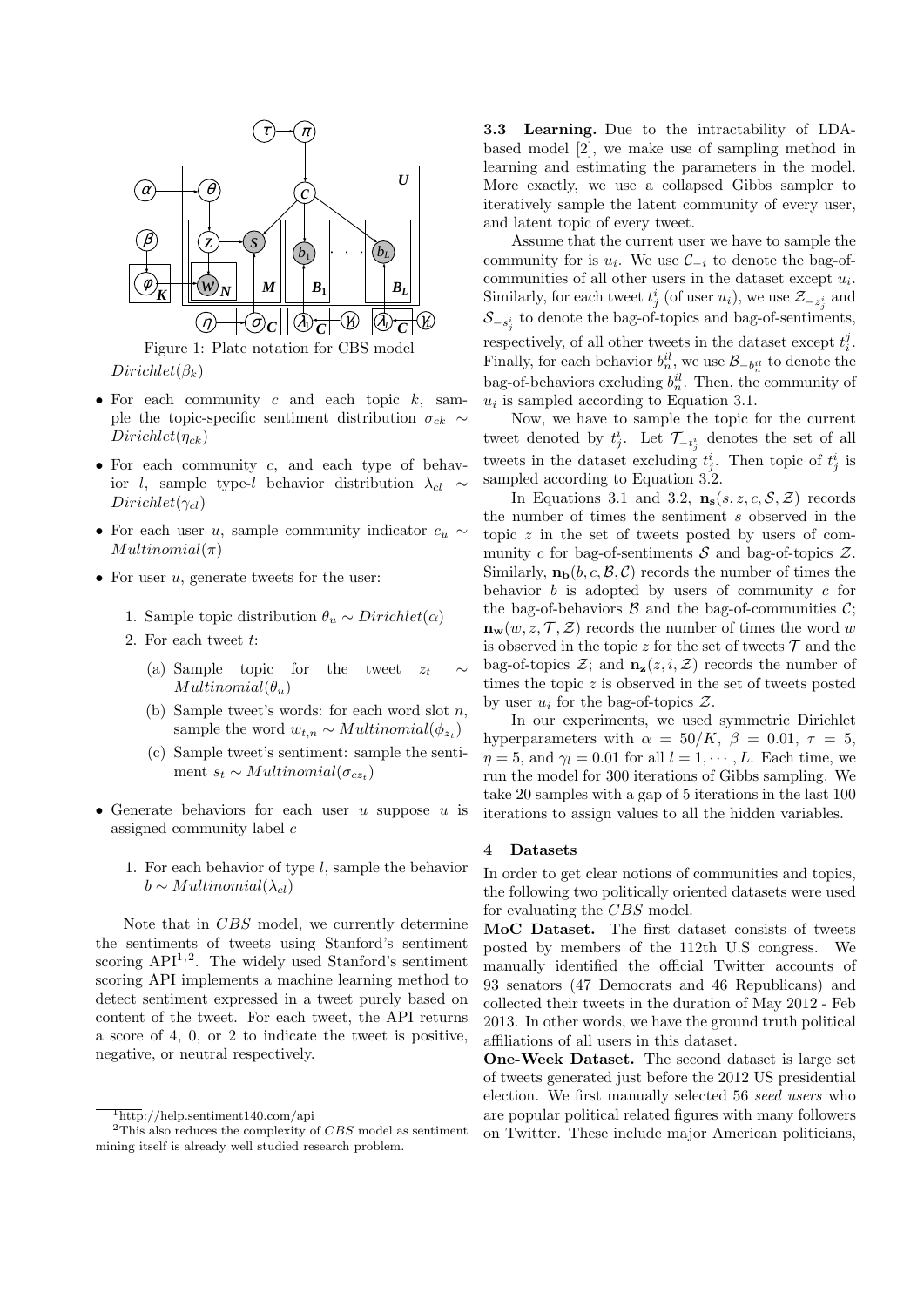Figure 1: Plate notation for CBS model

$Dirichlet(\beta_k)$

- For each community $c$ and each topic $k$, sample the topic-specific sentiment distribution $\sigma_{ck} \sim Dirichlet(\eta_{ck})$
- For each community $c$, and each type of behavior $l$, sample type-$l$ behavior distribution $\lambda_{cl} \sim Dirichlet(\gamma_{cl})$
- For each user $u$, sample community indicator $c_u \sim Multinomial(\pi)$
- For user $u$, generate tweets for the user:
  1. Sample topic distribution $\theta_u \sim Dirichlet(\alpha)$
  2. For each tweet $t$:
     (a) Sample topic for the tweet $z_t \sim Multinomial(\theta_u)$
     (b) Sample tweet's words: for each word slot $n$, sample the word $w_{t,n} \sim Multinomial(\phi_{z_t})$
     (c) Sample tweet's sentiment: sample the sentiment $s_t \sim Multinomial(\sigma_{cz_t})$
- Generate behaviors for each user $u$ suppose $u$ is assigned community label $c$
  1. For each behavior of type $l$, sample the behavior $b \sim Multinomial(\lambda_{cl})$

Note that in *CBS* model, we currently determine the sentiments of tweets using Stanford's sentiment scoring API[1,2]. The widely used Stanford's sentiment scoring API implements a machine learning method to detect sentiment expressed in a tweet purely based on content of the tweet. For each tweet, the API returns a score of 4, 0, or 2 to indicate the tweet is positive, negative, or neutral respectively.

**3.3 Learning.** Due to the intractability of LDA-based model [2], we make use of sampling method in learning and estimating the parameters in the model. More exactly, we use a collapsed Gibbs sampler to iteratively sample the latent community of every user, and latent topic of every tweet.

Assume that the current user we have to sample the community for is $u_i$. We use $\mathcal{C}_{-i}$ to denote the bag-of-communities of all other users in the dataset except $u_i$. Similarly, for each tweet $t_j^i$ (of user $u_i$), we use $\mathcal{Z}_{-z_j^i}$ and $\mathcal{S}_{-s_j^i}$ to denote the bag-of-topics and bag-of-sentiments, respectively, of all other tweets in the dataset except $t_i^j$. Finally, for each behavior $b_n^{il}$, we use $\mathcal{B}_{-b_n^{il}}$ to denote the bag-of-behaviors excluding $b_n^{il}$. Then, the community of $u_i$ is sampled according to Equation 3.1.

Now, we have to sample the topic for the current tweet denoted by $t_j^i$. Let $\mathcal{T}_{-t_j^i}$ denotes the set of all tweets in the dataset excluding $t_j^i$. Then topic of $t_j^i$ is sampled according to Equation 3.2.

In Equations 3.1 and 3.2, $\mathbf{n_s}(s, z, c, \mathcal{S}, \mathcal{Z})$ records the number of times the sentiment $s$ observed in the topic $z$ in the set of tweets posted by users of community $c$ for bag-of-sentiments $\mathcal{S}$ and bag-of-topics $\mathcal{Z}$. Similarly, $\mathbf{n_b}(b, c, \mathcal{B}, \mathcal{C})$ records the number of times the behavior $b$ is adopted by users of community $c$ for the bag-of-behaviors $\mathcal{B}$ and the bag-of-communities $\mathcal{C}$; $\mathbf{n_w}(w, z, \mathcal{T}, \mathcal{Z})$ records the number of times the word $w$ is observed in the topic $z$ for the set of tweets $\mathcal{T}$ and the bag-of-topics $\mathcal{Z}$; and $\mathbf{n_z}(z, i, \mathcal{Z})$ records the number of times the topic $z$ is observed in the set of tweets posted by user $u_i$ for the bag-of-topics $\mathcal{Z}$.

In our experiments, we used symmetric Dirichlet hyperparameters with $\alpha = 50/K$, $\beta = 0.01$, $\tau = 5$, $\eta = 5$, and $\gamma_l = 0.01$ for all $l = 1, \cdots, L$. Each time, we run the model for 300 iterations of Gibbs sampling. We take 20 samples with a gap of 5 iterations in the last 100 iterations to assign values to all the hidden variables.

## 4 Datasets

In order to get clear notions of communities and topics, the following two politically oriented datasets were used for evaluating the *CBS* model.

**MoC Dataset.** The first dataset consists of tweets posted by members of the 112th U.S congress. We manually identified the official Twitter accounts of 93 senators (47 Democrats and 46 Republicans) and collected their tweets in the duration of May 2012 - Feb 2013. In other words, we have the ground truth political affiliations of all users in this dataset.

**One-Week Dataset.** The second dataset is large set of tweets generated just before the 2012 US presidential election. We first manually selected 56 *seed users* who are popular political related figures with many followers on Twitter. These include major American politicians,

[1] http://help.sentiment140.com/api

[2] This also reduces the complexity of *CBS* model as sentiment mining itself is already well studied research problem.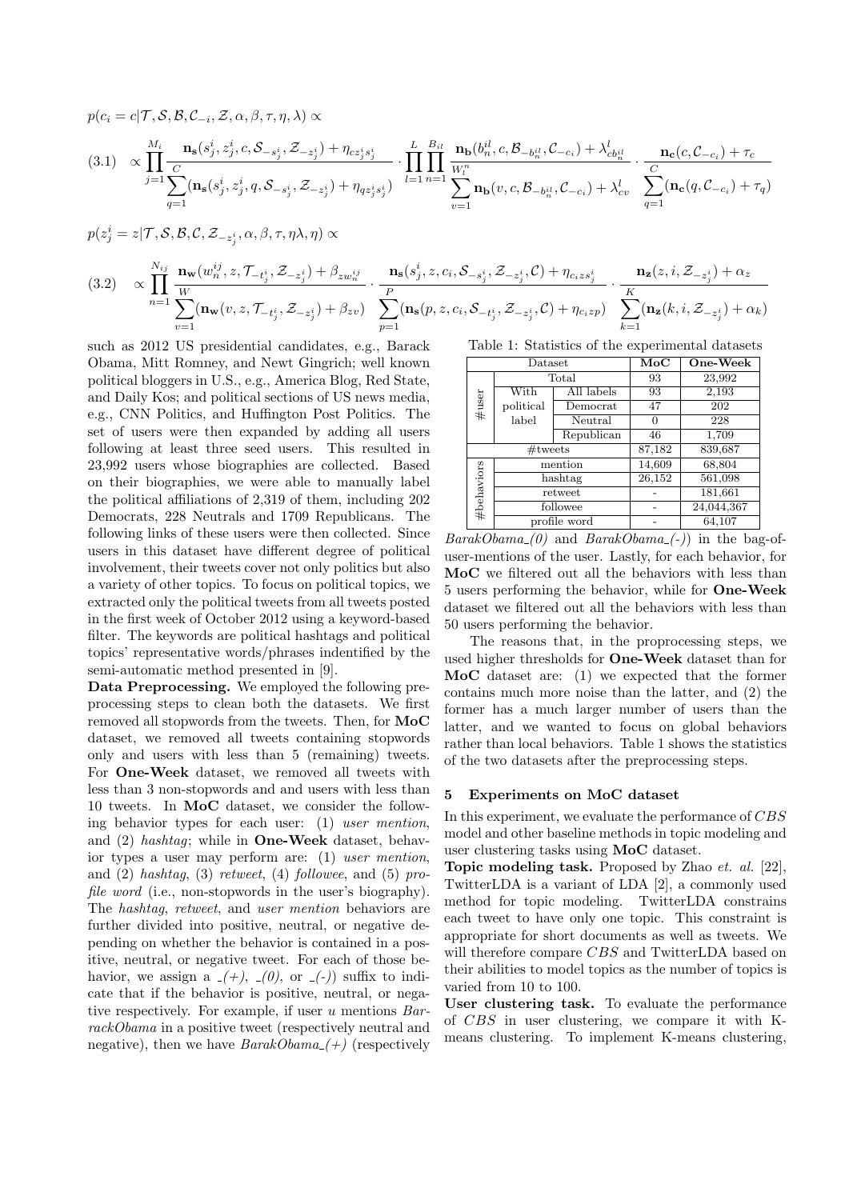$p(c_i = c|\mathcal{T}, \mathcal{S}, \mathcal{B}, \mathcal{C}_{-i}, \mathcal{Z}, \alpha, \beta, \tau, \eta, \lambda) \propto$

$$(3.1) \quad \propto \prod_{j=1}^{M_i} \frac{\mathbf{n_s}(s_j^i, z_j^i, c, \mathcal{S}_{-s_j^i}, \mathcal{Z}_{-z_j^i}) + \eta_{cz_j^i s_j^i}}{\sum_{q=1}^{C}(\mathbf{n_s}(s_j^i, z_j^i, q, \mathcal{S}_{-s_j^i}, \mathcal{Z}_{-z_j^i}) + \eta_{qz_j^i s_j^i})} \cdot \prod_{l=1}^{L}\prod_{n=1}^{B_{il}} \frac{\mathbf{n_b}(b_n^{il}, c, \mathcal{B}_{-b_n^{il}}, \mathcal{C}_{-c_i}) + \lambda^l_{cb_n^{il}}}{\sum_{v=1}^{W_l^n} \mathbf{n_b}(v, c, \mathcal{B}_{-b_n^{il}}, \mathcal{C}_{-c_i}) + \lambda^l_{cv}} \cdot \frac{\mathbf{n_c}(c, \mathcal{C}_{-c_i}) + \tau_c}{\sum_{q=1}^{C}(\mathbf{n_c}(q, \mathcal{C}_{-c_i}) + \tau_q)}$$

$p(z_j^i = z|\mathcal{T}, \mathcal{S}, \mathcal{B}, \mathcal{C}, \mathcal{Z}_{-z_j^i}, \alpha, \beta, \tau, \eta\lambda, \eta) \propto$

$$(3.2) \quad \propto \prod_{n=1}^{N_{ij}} \frac{\mathbf{n_w}(w_n^{ij}, z, \mathcal{T}_{-t_j^i}, \mathcal{Z}_{-z_j^i}) + \beta_{zw_n^{ij}}}{\sum_{v=1}^{W}(\mathbf{n_w}(v, z, \mathcal{T}_{-t_j^i}, \mathcal{Z}_{-z_j^i}) + \beta_{zv})} \cdot \frac{\mathbf{n_s}(s_j^i, z, c_i, \mathcal{S}_{-s_j^i}, \mathcal{Z}_{-z_j^i}, \mathcal{C}) + \eta_{c_i z s_j^i}}{\sum_{p=1}^{P}(\mathbf{n_s}(p, z, c_i, \mathcal{S}_{-t_j^i}, \mathcal{Z}_{-z_j^i}, \mathcal{C}) + \eta_{c_i z p})} \cdot \frac{\mathbf{n_z}(z, i, \mathcal{Z}_{-z_j^i}) + \alpha_z}{\sum_{k=1}^{K}(\mathbf{n_z}(k, i, \mathcal{Z}_{-z_j^i}) + \alpha_k)}$$

such as 2012 US presidential candidates, e.g., Barack Obama, Mitt Romney, and Newt Gingrich; well known political bloggers in U.S., e.g., America Blog, Red State, and Daily Kos; and political sections of US news media, e.g., CNN Politics, and Huffington Post Politics. The set of users were then expanded by adding all users following at least three seed users. This resulted in 23,992 users whose biographies are collected. Based on their biographies, we were able to manually label the political affiliations of 2,319 of them, including 202 Democrats, 228 Neutrals and 1709 Republicans. The following links of these users were then collected. Since users in this dataset have different degree of political involvement, their tweets cover not only politics but also a variety of other topics. To focus on political topics, we extracted only the political tweets from all tweets posted in the first week of October 2012 using a keyword-based filter. The keywords are political hashtags and political topics' representative words/phrases indentified by the semi-automatic method presented in [9].

**Data Preprocessing.** We employed the following preprocessing steps to clean both the datasets. We first removed all stopwords from the tweets. Then, for **MoC** dataset, we removed all tweets containing stopwords only and users with less than 5 (remaining) tweets. For **One-Week** dataset, we removed all tweets with less than 3 non-stopwords and and users with less than 10 tweets. In **MoC** dataset, we consider the following behavior types for each user: (1) *user mention*, and (2) *hashtag*; while in **One-Week** dataset, behavior types a user may perform are: (1) *user mention*, and (2) *hashtag*, (3) *retweet*, (4) *followee*, and (5) *profile word* (i.e., non-stopwords in the user's biography). The *hashtag*, *retweet*, and *user mention* behaviors are further divided into positive, neutral, or negative depending on whether the behavior is contained in a positive, neutral, or negative tweet. For each of those behavior, we assign a *_(+)*, *_(0)*, or *_(-)* suffix to indicate that if the behavior is positive, neutral, or negative respectively. For example, if user $u$ mentions *BarrackObama* in a positive tweet (respectively neutral and negative), then we have *BarakObama_(+)* (respectively *BarakObama_(0)* and *BarakObama_(-)*) in the bag-of-user-mentions of the user. Lastly, for each behavior, for **MoC** we filtered out all the behaviors with less than 5 users performing the behavior, while for **One-Week** dataset we filtered out all the behaviors with less than 50 users performing the behavior.

Table 1: Statistics of the experimental datasets

| Dataset | | | MoC | One-Week |
|---|---|---|---|---|
| #user | Total | | 93 | 23,992 |
| | With political label | All labels | 93 | 2,193 |
| | | Democrat | 47 | 202 |
| | | Neutral | 0 | 228 |
| | | Republican | 46 | 1,709 |
| #tweets | | | 87,182 | 839,687 |
| #behaviors | mention | | 14,609 | 68,804 |
| | hashtag | | 26,152 | 561,098 |
| | retweet | | - | 181,661 |
| | followee | | - | 24,044,367 |
| | profile word | | - | 64,107 |

The reasons that, in the proprocessing steps, we used higher thresholds for **One-Week** dataset than for **MoC** dataset are: (1) we expected that the former contains much more noise than the latter, and (2) the former has a much larger number of users than the latter, and we wanted to focus on global behaviors rather than local behaviors. Table 1 shows the statistics of the two datasets after the preprocessing steps.

## 5 Experiments on MoC dataset

In this experiment, we evaluate the performance of *CBS* model and other baseline methods in topic modeling and user clustering tasks using **MoC** dataset.

**Topic modeling task.** Proposed by Zhao *et. al.* [22], TwitterLDA is a variant of LDA [2], a commonly used method for topic modeling. TwitterLDA constrains each tweet to have only one topic. This constraint is appropriate for short documents as well as tweets. We will therefore compare *CBS* and TwitterLDA based on their abilities to model topics as the number of topics is varied from 10 to 100.

**User clustering task.** To evaluate the performance of *CBS* in user clustering, we compare it with K-means clustering. To implement K-means clustering,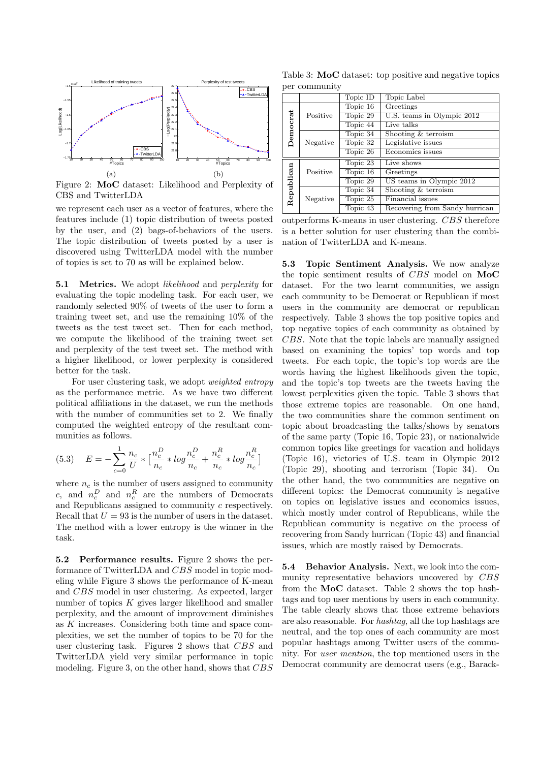Figure 2: **MoC** dataset: Likelihood and Perplexity of CBS and TwitterLDA

we represent each user as a vector of features, where the features include (1) topic distribution of tweets posted by the user, and (2) bags-of-behaviors of the users. The topic distribution of tweets posted by a user is discovered using TwitterLDA model with the number of topics is set to 70 as will be explained below.

**5.1 Metrics.** We adopt *likelihood* and *perplexity* for evaluating the topic modeling task. For each user, we randomly selected 90% of tweets of the user to form a training tweet set, and use the remaining 10% of the tweets as the test tweet set. Then for each method, we compute the likelihood of the training tweet set and perplexity of the test tweet set. The method with a higher likelihood, or lower perplexity is considered better for the task.

For user clustering task, we adopt *weighted entropy* as the performance metric. As we have two different political affiliations in the dataset, we run the methods with the number of communities set to 2. We finally computed the weighted entropy of the resultant communities as follows.

$$(5.3) \quad E = -\sum_{c=0}^{1} \frac{n_c}{U} * [\frac{n_c^D}{n_c} * log\frac{n_c^D}{n_c} + \frac{n_c^R}{n_c} * log\frac{n_c^R}{n_c}]$$

where $n_c$ is the number of users assigned to community $c$, and $n_c^D$ and $n_c^R$ are the numbers of Democrats and Republicans assigned to community $c$ respectively. Recall that $U = 93$ is the number of users in the dataset. The method with a lower entropy is the winner in the task.

**5.2 Performance results.** Figure 2 shows the performance of TwitterLDA and *CBS* model in topic modeling while Figure 3 shows the performance of K-mean and *CBS* model in user clustering. As expected, larger number of topics $K$ gives larger likelihood and smaller perplexity, and the amount of improvement diminishes as $K$ increases. Considering both time and space complexities, we set the number of topics to be 70 for the user clustering task. Figures 2 shows that *CBS* and TwitterLDA yield very similar performance in topic modeling. Figure 3, on the other hand, shows that *CBS* outperforms K-means in user clustering. *CBS* therefore is a better solution for user clustering than the combination of TwitterLDA and K-means.

Table 3: **MoC** dataset: top positive and negative topics per community

| | | Topic ID | Topic Label |
|---|---|---|---|
| **Democrat** | Positive | Topic 16 | Greetings |
| | | Topic 29 | U.S. teams in Olympic 2012 |
| | | Topic 44 | Live talks |
| | Negative | Topic 34 | Shooting & terroism |
| | | Topic 32 | Legislative issues |
| | | Topic 26 | Economics issues |
| **Republican** | Positive | Topic 23 | Live shows |
| | | Topic 16 | Greetings |
| | | Topic 29 | US teams in Olympic 2012 |
| | Negative | Topic 34 | Shooting & terroism |
| | | Topic 25 | Financial issues |
| | | Topic 43 | Recovering from Sandy hurrican |

**5.3 Topic Sentiment Analysis.** We now analyze the topic sentiment results of *CBS* model on **MoC** dataset. For the two learnt communities, we assign each community to be Democrat or Republican if most users in the community are democrat or republican respectively. Table 3 shows the top positive topics and top negative topics of each community as obtained by *CBS*. Note that the topic labels are manually assigned based on examining the topics' top words and top tweets. For each topic, the topic's top words are the words having the highest likelihoods given the topic, and the topic's top tweets are the tweets having the lowest perplexities given the topic. Table 3 shows that those extreme topics are reasonable. On one hand, the two communities share the common sentiment on topic about broadcasting the talks/shows by senators of the same party (Topic 16, Topic 23), or nationalwide common topics like greetings for vacation and holidays (Topic 16), victories of U.S. team in Olympic 2012 (Topic 29), shooting and terrorism (Topic 34). On the other hand, the two communities are negative on different topics: the Democrat community is negative on topics on legislative issues and economics issues, which mostly under control of Republicans, while the Republican community is negative on the process of recovering from Sandy hurrican (Topic 43) and financial issues, which are mostly raised by Democrats.

**5.4 Behavior Analysis.** Next, we look into the community representative behaviors uncovered by *CBS* from the **MoC** dataset. Table 2 shows the top hashtags and top user mentions by users in each community. The table clearly shows that those extreme behaviors are also reasonable. For *hashtag*, all the top hashtags are neutral, and the top ones of each community are most popular hashtags among Twitter users of the community. For *user mention*, the top mentioned users in the Democrat community are democrat users (e.g., Barack-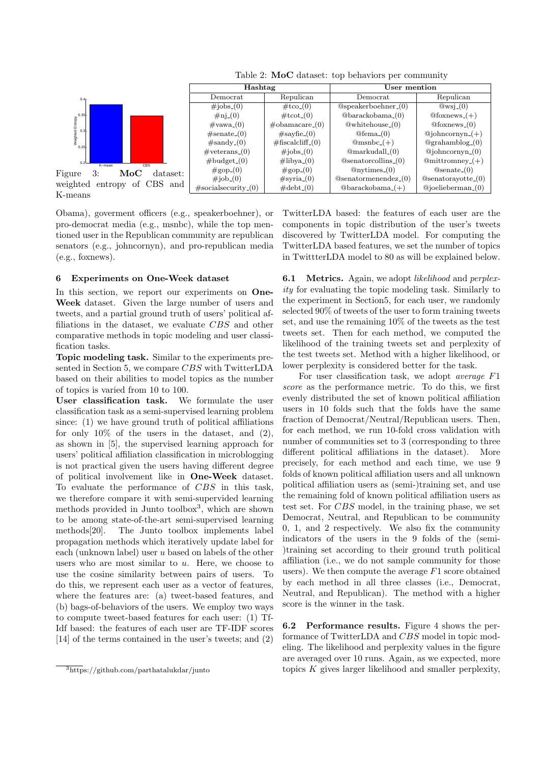Figure 3: **MoC** dataset: weighted entropy of CBS and K-means

Table 2: **MoC** dataset: top behaviors per community

| Hashtag | | User mention | |
|---|---|---|---|
| Democrat | Repulican | Democrat | Repulican |
| #jobs_(0) | #tco_(0) | @speakerboehner_(0) | @wsj_(0) |
| #nj_(0) | #tcot_(0) | @barackobama_(0) | @foxnews_(+) |
| #vawa_(0) | #obamacare_(0) | @whitehouse_(0) | @foxnews_(0) |
| #senate_(0) | #sayfie_(0) | @fema_(0) | @johncornyn_(+) |
| #sandy_(0) | #fiscalcliff_(0) | @msnbc_(+) | @grahamblog_(0) |
| #veterans_(0) | #jobs_(0) | @markudall_(0) | @johncornyn_(0) |
| #budget_(0) | #libya_(0) | @senatorcollins_(0) | @mittromney_(+) |
| #gop_(0) | #gop_(0) | @nytimes_(0) | @senate_(0) |
| #job_(0) | #syria_(0) | @senatormenendez_(0) | @senatorayotte_(0) |
| #socialsecurity_(0) | #debt_(0) | @barackobama_(+) | @joelieberman_(0) |

Obama), goverment officers (e.g., speakerboehner), or pro-democrat media (e.g., msnbc), while the top mentioned user in the Republican community are republican senators (e.g., johncornyn), and pro-republican media (e.g., foxnews).

## 6 Experiments on One-Week dataset

In this section, we report our experiments on **One-Week** dataset. Given the large number of users and tweets, and a partial ground truth of users' political affiliations in the dataset, we evaluate *CBS* and other comparative methods in topic modeling and user classification tasks.

**Topic modeling task.** Similar to the experiments presented in Section 5, we compare *CBS* with TwitterLDA based on their abilities to model topics as the number of topics is varied from 10 to 100.

**User classification task.** We formulate the user classification task as a semi-supervised learning problem since: (1) we have ground truth of political affiliations for only 10% of the users in the dataset, and (2), as shown in [5], the supervised learning approach for users' political affiliation classification in microblogging is not practical given the users having different degree of political involvement like in **One-Week** dataset. To evaluate the performance of *CBS* in this task, we therefore compare it with semi-supervided learning methods provided in Junto toolbox[3], which are shown to be among state-of-the-art semi-supervised learning methods[20]. The Junto toolbox implements label propagation methods which iteratively update label for each (unknown label) user $u$ based on labels of the other users who are most similar to $u$. Here, we choose to use the cosine similarity between pairs of users. To do this, we represent each user as a vector of features, where the features are: (a) tweet-based features, and (b) bags-of-behaviors of the users. We employ two ways to compute tweet-based features for each user: (1) Tf-Idf based: the features of each user are TF-IDF scores [14] of the terms contained in the user's tweets; and (2) TwitterLDA based: the features of each user are the components in topic distribution of the user's tweets discovered by TwitterLDA model. For computing the TwitterLDA based features, we set the number of topics in TwittterLDA model to 80 as will be explained below.

**6.1 Metrics.** Again, we adopt *likelihood* and *perplexity* for evaluating the topic modeling task. Similarly to the experiment in Section5, for each user, we randomly selected 90% of tweets of the user to form training tweets set, and use the remaining 10% of the tweets as the test tweets set. Then for each method, we computed the likelihood of the training tweets set and perplexity of the test tweets set. Method with a higher likelihood, or lower perplexity is considered better for the task.

For user classification task, we adopt *average $F1$ score* as the performance metric. To do this, we first evenly distributed the set of known political affiliation users in 10 folds such that the folds have the same fraction of Democrat/Neutral/Republican users. Then, for each method, we run 10-fold cross validation with number of communities set to 3 (corresponding to three different political affiliations in the dataset). More precisely, for each method and each time, we use 9 folds of known political affiliation users and all unknown political affiliation users as (semi-)training set, and use the remaining fold of known political affiliation users as test set. For *CBS* model, in the training phase, we set Democrat, Neutral, and Republican to be community 0, 1, and 2 respectively. We also fix the community indicators of the users in the 9 folds of the (semi-)training set according to their ground truth political affiliation (i.e., we do not sample community for those users). We then compute the average $F1$ score obtained by each method in all three classes (i.e., Democrat, Neutral, and Republican). The method with a higher score is the winner in the task.

**6.2 Performance results.** Figure 4 shows the performance of TwitterLDA and *CBS* model in topic modeling. The likelihood and perplexity values in the figure are averaged over 10 runs. Again, as we expected, more topics $K$ gives larger likelihood and smaller perplexity,

[3] https://github.com/parthatalukdar/junto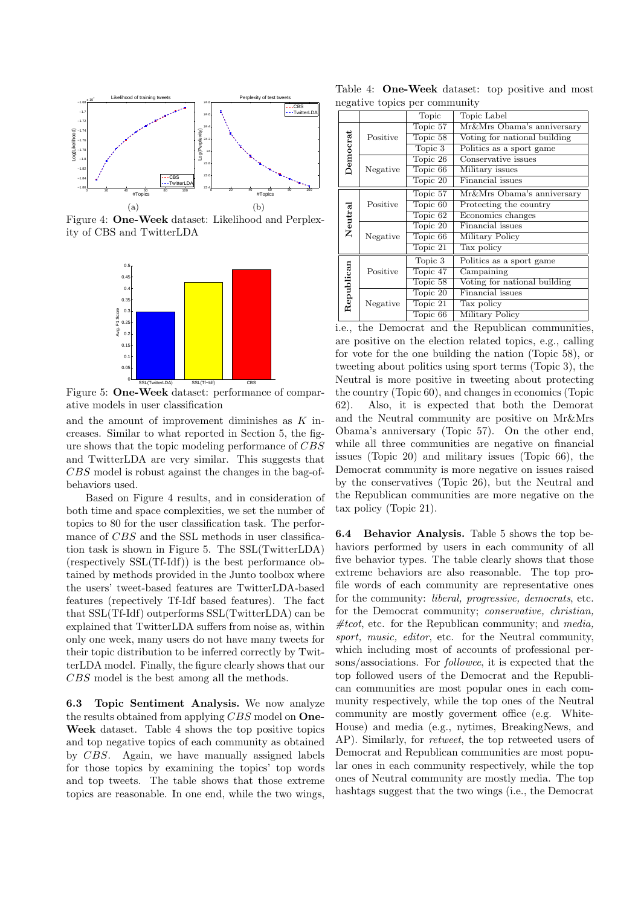Figure 4: **One-Week** dataset: Likelihood and Perplexity of CBS and TwitterLDA

Figure 5: **One-Week** dataset: performance of comparative models in user classification

and the amount of improvement diminishes as $K$ increases. Similar to what reported in Section 5, the figure shows that the topic modeling performance of $CBS$ and TwitterLDA are very similar. This suggests that $CBS$ model is robust against the changes in the bag-of-behaviors used.

Based on Figure 4 results, and in consideration of both time and space complexities, we set the number of topics to 80 for the user classification task. The performance of $CBS$ and the SSL methods in user classification task is shown in Figure 5. The SSL(TwitterLDA) (respectively SSL(Tf-Idf)) is the best performance obtained by methods provided in the Junto toolbox where the users' tweet-based features are TwitterLDA-based features (repectively Tf-Idf based features). The fact that SSL(Tf-Idf) outperforms SSL(TwitterLDA) can be explained that TwitterLDA suffers from noise as, within only one week, many users do not have many tweets for their topic distribution to be inferred correctly by TwitterLDA model. Finally, the figure clearly shows that our $CBS$ model is the best among all the methods.

**6.3 Topic Sentiment Analysis.** We now analyze the results obtained from applying $CBS$ model on **One-Week** dataset. Table 4 shows the top positive topics and top negative topics of each community as obtained by $CBS$. Again, we have manually assigned labels for those topics by examining the topics' top words and top tweets. The table shows that those extreme topics are reasonable. In one end, while the two wings, i.e., the Democrat and the Republican communities, are positive on the election related topics, e.g., calling for vote for the one building the nation (Topic 58), or tweeting about politics using sport terms (Topic 3), the Neutral is more positive in tweeting about protecting the country (Topic 60), and changes in economics (Topic 62). Also, it is expected that both the Demorat and the Neutral community are positive on Mr&Mrs Obama's anniversary (Topic 57). On the other end, while all three communities are negative on financial issues (Topic 20) and military issues (Topic 66), the Democrat community is more negative on issues raised by the conservatives (Topic 26), but the Neutral and the Republican communities are more negative on the tax policy (Topic 21).

Table 4: **One-Week** dataset: top positive and most negative topics per community

| | | Topic | Topic Label |
|---|---|---|---|
| **Democrat** | Positive | Topic 57 | Mr&Mrs Obama's anniversary |
| | | Topic 58 | Voting for national building |
| | | Topic 3 | Politics as a sport game |
| | Negative | Topic 26 | Conservative issues |
| | | Topic 66 | Military issues |
| | | Topic 20 | Financial issues |
| **Neutral** | Positive | Topic 57 | Mr&Mrs Obama's anniversary |
| | | Topic 60 | Protecting the country |
| | | Topic 62 | Economics changes |
| | Negative | Topic 20 | Financial issues |
| | | Topic 66 | Military Policy |
| | | Topic 21 | Tax policy |
| **Republican** | Positive | Topic 3 | Politics as a sport game |
| | | Topic 47 | Campaining |
| | | Topic 58 | Voting for national building |
| | Negative | Topic 20 | Financial issues |
| | | Topic 21 | Tax policy |
| | | Topic 66 | Military Policy |

**6.4 Behavior Analysis.** Table 5 shows the top behaviors performed by users in each community of all five behavior types. The table clearly shows that those extreme behaviors are also reasonable. The top profile words of each community are representative ones for the community: *liberal, progressive, democrats*, etc. for the Democrat community; *conservative, christian, #tcot*, etc. for the Republican community; and *media, sport, music, editor*, etc. for the Neutral community, which including most of accounts of professional persons/associations. For *followee*, it is expected that the top followed users of the Democrat and the Republican communities are most popular ones in each community respectively, while the top ones of the Neutral community are mostly goverment office (e.g. WhiteHouse) and media (e.g., nytimes, BreakingNews, and AP). Similarly, for *retweet*, the top retweeted users of Democrat and Republican communities are most popular ones in each community respectively, while the top ones of Neutral community are mostly media. The top hashtags suggest that the two wings (i.e., the Democrat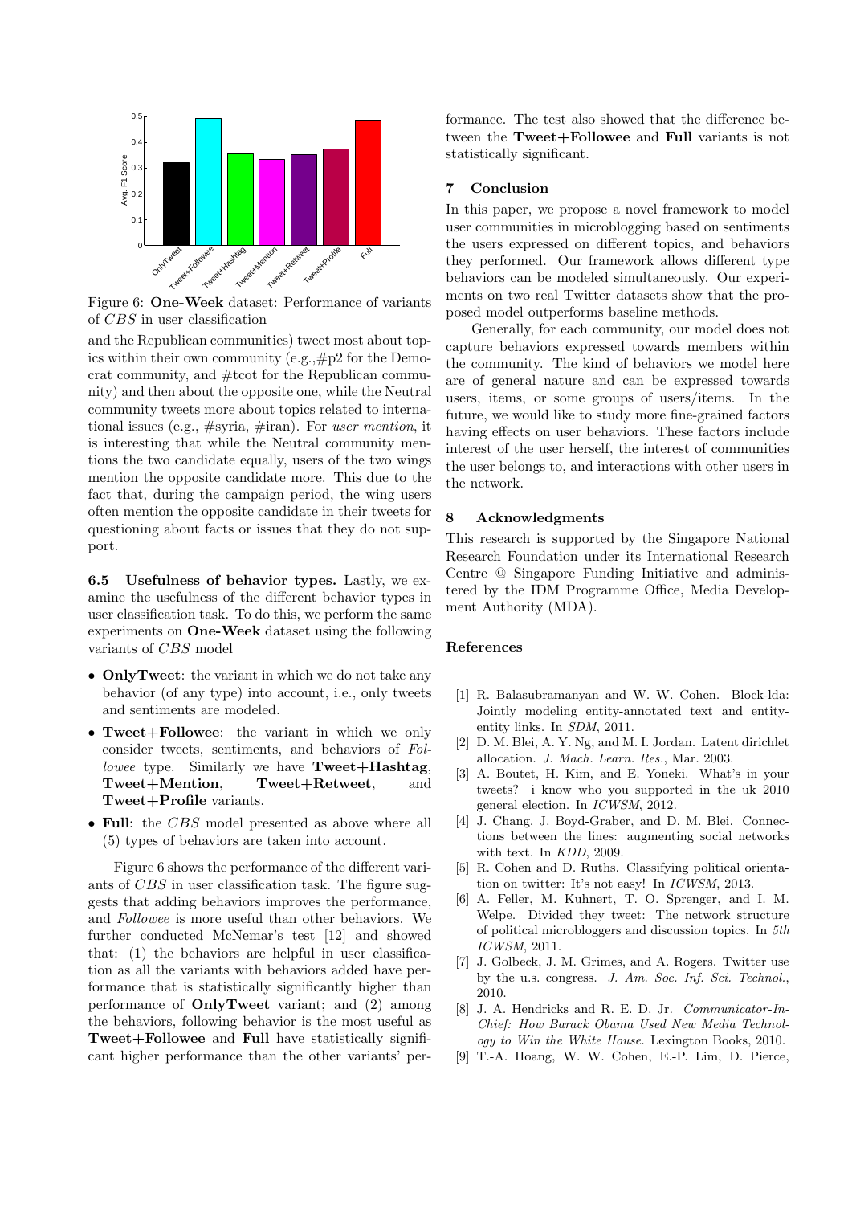Figure 6: **One-Week** dataset: Performance of variants of *CBS* in user classification

and the Republican communities) tweet most about topics within their own community (e.g.,#p2 for the Democrat community, and #tcot for the Republican community) and then about the opposite one, while the Neutral community tweets more about topics related to international issues (e.g., #syria, #iran). For *user mention*, it is interesting that while the Neutral community mentions the two candidate equally, users of the two wings mention the opposite candidate more. This due to the fact that, during the campaign period, the wing users often mention the opposite candidate in their tweets for questioning about facts or issues that they do not support.

**6.5 Usefulness of behavior types.** Lastly, we examine the usefulness of the different behavior types in user classification task. To do this, we perform the same experiments on **One-Week** dataset using the following variants of *CBS* model

- **OnlyTweet**: the variant in which we do not take any behavior (of any type) into account, i.e., only tweets and sentiments are modeled.
- **Tweet+Followee**: the variant in which we only consider tweets, sentiments, and behaviors of *Followee* type. Similarly we have **Tweet+Hashtag**, **Tweet+Mention**, **Tweet+Retweet**, and **Tweet+Profile** variants.
- **Full**: the *CBS* model presented as above where all (5) types of behaviors are taken into account.

Figure 6 shows the performance of the different variants of *CBS* in user classification task. The figure suggests that adding behaviors improves the performance, and *Followee* is more useful than other behaviors. We further conducted McNemar's test [12] and showed that: (1) the behaviors are helpful in user classification as all the variants with behaviors added have performance that is statistically significantly higher than performance of **OnlyTweet** variant; and (2) among the behaviors, following behavior is the most useful as **Tweet+Followee** and **Full** have statistically significant higher performance than the other variants' performance. The test also showed that the difference between the **Tweet+Followee** and **Full** variants is not statistically significant.

## 7 Conclusion

In this paper, we propose a novel framework to model user communities in microblogging based on sentiments the users expressed on different topics, and behaviors they performed. Our framework allows different type behaviors can be modeled simultaneously. Our experiments on two real Twitter datasets show that the proposed model outperforms baseline methods.

Generally, for each community, our model does not capture behaviors expressed towards members within the community. The kind of behaviors we model here are of general nature and can be expressed towards users, items, or some groups of users/items. In the future, we would like to study more fine-grained factors having effects on user behaviors. These factors include interest of the user herself, the interest of communities the user belongs to, and interactions with other users in the network.

## 8 Acknowledgments

This research is supported by the Singapore National Research Foundation under its International Research Centre @ Singapore Funding Initiative and administered by the IDM Programme Office, Media Development Authority (MDA).

## References

[1] R. Balasubramanyan and W. W. Cohen. Block-lda: Jointly modeling entity-annotated text and entity-entity links. In *SDM*, 2011.

[2] D. M. Blei, A. Y. Ng, and M. I. Jordan. Latent dirichlet allocation. *J. Mach. Learn. Res.*, Mar. 2003.

[3] A. Boutet, H. Kim, and E. Yoneki. What's in your tweets? i know who you supported in the uk 2010 general election. In *ICWSM*, 2012.

[4] J. Chang, J. Boyd-Graber, and D. M. Blei. Connections between the lines: augmenting social networks with text. In *KDD*, 2009.

[5] R. Cohen and D. Ruths. Classifying political orientation on twitter: It's not easy! In *ICWSM*, 2013.

[6] A. Feller, M. Kuhnert, T. O. Sprenger, and I. M. Welpe. Divided they tweet: The network structure of political microbloggers and discussion topics. In *5th ICWSM*, 2011.

[7] J. Golbeck, J. M. Grimes, and A. Rogers. Twitter use by the u.s. congress. *J. Am. Soc. Inf. Sci. Technol.*, 2010.

[8] J. A. Hendricks and R. E. D. Jr. *Communicator-In-Chief: How Barack Obama Used New Media Technology to Win the White House.* Lexington Books, 2010.

[9] T.-A. Hoang, W. W. Cohen, E.-P. Lim, D. Pierce,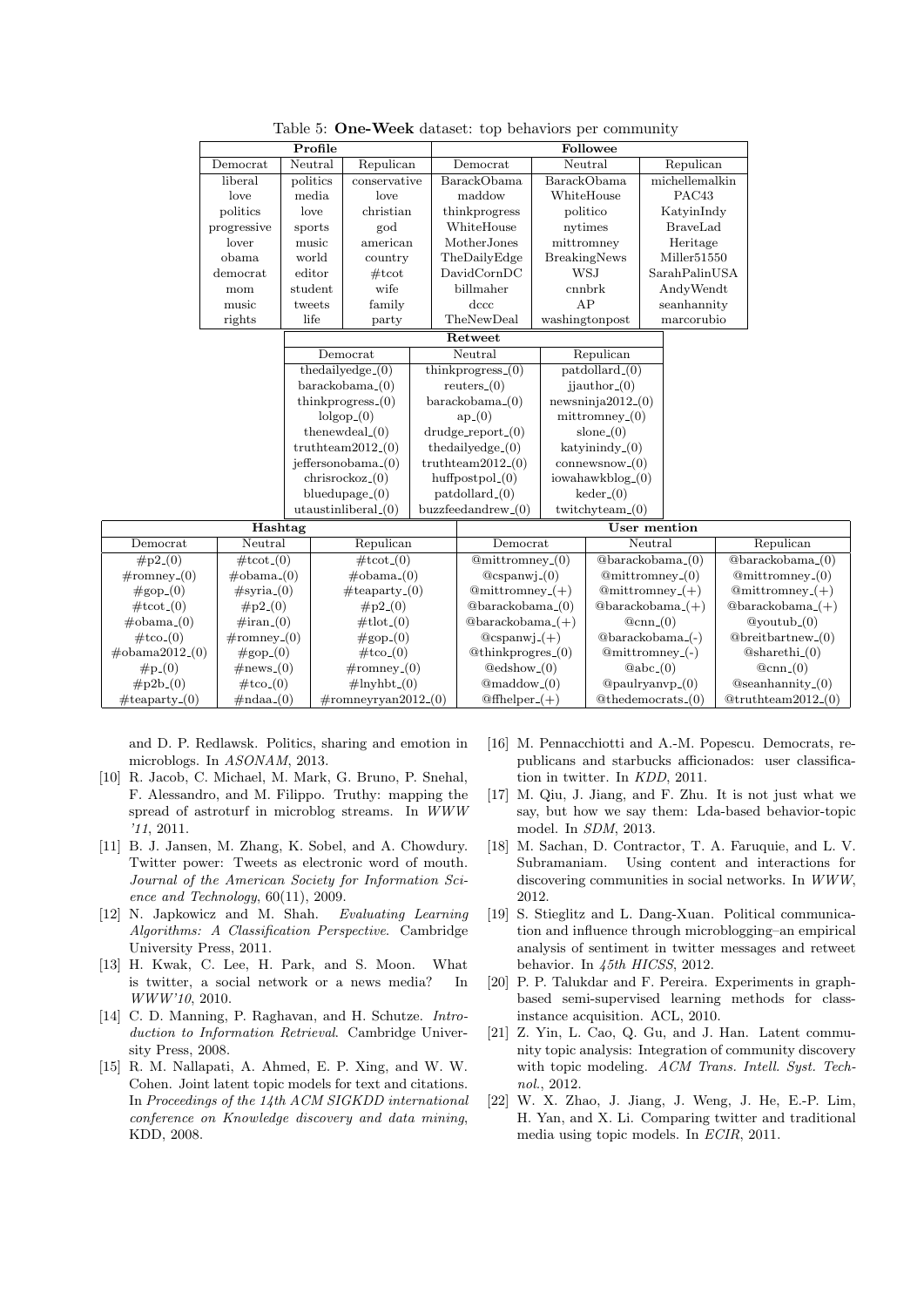Table 5: **One-Week** dataset: top behaviors per community

| Profile | | | Followee | | |
|---|---|---|---|---|---|
| Democrat | Neutral | Repulican | Democrat | Neutral | Repulican |
| liberal | politics | conservative | BarackObama | BarackObama | michellemalkin |
| love | media | love | maddow | WhiteHouse | PAC43 |
| politics | love | christian | thinkprogress | politico | KatyinIndy |
| progressive | sports | god | WhiteHouse | nytimes | BraveLad |
| lover | music | american | MotherJones | mittromney | Heritage |
| obama | world | country | TheDailyEdge | BreakingNews | Miller51550 |
| democrat | editor | #tcot | DavidCornDC | WSJ | SarahPalinUSA |
| mom | student | wife | billmaher | cnnbrk | AndyWendt |
| music | tweets | family | dccc | AP | seanhannity |
| rights | life | party | TheNewDeal | washingtonpost | marcorubio |

| Retweet | | |
|---|---|---|
| Democrat | Neutral | Repulican |
| thedailyedge_(0) | thinkprogress_(0) | patdollard_(0) |
| barackobama_(0) | reuters_(0) | jjauthor_(0) |
| thinkprogress_(0) | barackobama_(0) | newsninja2012_(0) |
| lolgop_(0) | ap_(0) | mittromney_(0) |
| thenewdeal_(0) | drudge_report_(0) | slone_(0) |
| truthteam2012_(0) | thedailyedge_(0) | katyinindy_(0) |
| jeffersonobama_(0) | truthteam2012_(0) | connewsnow_(0) |
| chrisrockoz_(0) | huffpostpol_(0) | iowahawkblog_(0) |
| bluedupage_(0) | patdollard_(0) | keder_(0) |
| utaustinliberal_(0) | buzzfeedandrew_(0) | twitchyteam_(0) |

| Hashtag | | | User mention | | |
|---|---|---|---|---|---|
| Democrat | Neutral | Repulican | Democrat | Neutral | Repulican |
| #p2_(0) | #tcot_(0) | #tcot_(0) | @mittromney_(0) | @barackobama_(0) | @barackobama_(0) |
| #romney_(0) | #obama_(0) | #obama_(0) | @cspanwj_(0) | @mittromney_(0) | @mittromney_(0) |
| #gop_(0) | #syria_(0) | #teaparty_(0) | @mittromney_(+) | @mittromney_(+) | @mittromney_(+) |
| #tcot_(0) | #p2_(0) | #p2_(0) | @barackobama_(0) | @barackobama_(+) | @barackobama_(+) |
| #obama_(0) | #iran_(0) | #tlot_(0) | @barackobama_(+) | @cnn_(0) | @youtub_(0) |
| #tco_(0) | #romney_(0) | #gop_(0) | @cspanwj_(+) | @barackobama_(-) | @breitbartnew_(0) |
| #obama2012_(0) | #gop_(0) | #tco_(0) | @thinkprogres_(0) | @mittromney_(-) | @sharethi_(0) |
| #p_(0) | #news_(0) | #romney_(0) | @edshow_(0) | @abc_(0) | @cnn_(0) |
| #p2b_(0) | #tco_(0) | #lnyhbt_(0) | @maddow_(0) | @paulryanvp_(0) | @seanhannity_(0) |
| #teaparty_(0) | #ndaa_(0) | #romneyryan2012_(0) | @ffhelper_(+) | @thedemocrats_(0) | @truthteam2012_(0) |

and D. P. Redlawsk. Politics, sharing and emotion in microblogs. In *ASONAM*, 2013.

[10] R. Jacob, C. Michael, M. Mark, G. Bruno, P. Snehal, F. Alessandro, and M. Filippo. Truthy: mapping the spread of astroturf in microblog streams. In *WWW '11*, 2011.

[11] B. J. Jansen, M. Zhang, K. Sobel, and A. Chowdury. Twitter power: Tweets as electronic word of mouth. *Journal of the American Society for Information Science and Technology*, 60(11), 2009.

[12] N. Japkowicz and M. Shah. *Evaluating Learning Algorithms: A Classification Perspective*. Cambridge University Press, 2011.

[13] H. Kwak, C. Lee, H. Park, and S. Moon. What is twitter, a social network or a news media? In *WWW'10*, 2010.

[14] C. D. Manning, P. Raghavan, and H. Schutze. *Introduction to Information Retrieval*. Cambridge University Press, 2008.

[15] R. M. Nallapati, A. Ahmed, E. P. Xing, and W. W. Cohen. Joint latent topic models for text and citations. In *Proceedings of the 14th ACM SIGKDD international conference on Knowledge discovery and data mining*, KDD, 2008.

[16] M. Pennacchiotti and A.-M. Popescu. Democrats, republicans and starbucks afficionados: user classification in twitter. In *KDD*, 2011.

[17] M. Qiu, J. Jiang, and F. Zhu. It is not just what we say, but how we say them: Lda-based behavior-topic model. In *SDM*, 2013.

[18] M. Sachan, D. Contractor, T. A. Faruquie, and L. V. Subramaniam. Using content and interactions for discovering communities in social networks. In *WWW*, 2012.

[19] S. Stieglitz and L. Dang-Xuan. Political communication and influence through microblogging–an empirical analysis of sentiment in twitter messages and retweet behavior. In *45th HICSS*, 2012.

[20] P. P. Talukdar and F. Pereira. Experiments in graph-based semi-supervised learning methods for class-instance acquisition. ACL, 2010.

[21] Z. Yin, L. Cao, Q. Gu, and J. Han. Latent community topic analysis: Integration of community discovery with topic modeling. *ACM Trans. Intell. Syst. Technol.*, 2012.

[22] W. X. Zhao, J. Jiang, J. Weng, J. He, E.-P. Lim, H. Yan, and X. Li. Comparing twitter and traditional media using topic models. In *ECIR*, 2011.